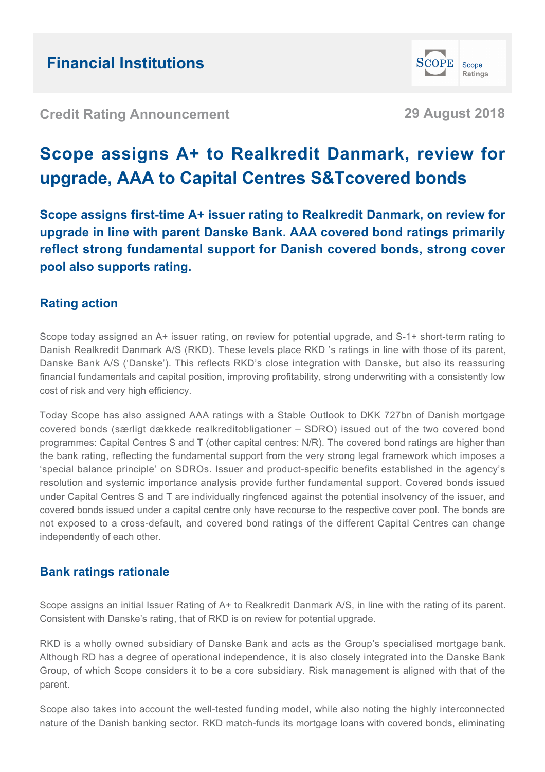Financial Institutions

Credit Rating Announcement

29 August 2018

# Scope assigns A+ to Realkredit Danmark, review for upgrade, AAA to Capital Centres S&Tcovered bonds

**Scope assigns first-time A+ issuer rating to Realkredit Danmark, on review for upgrade in line with parent Danske Bank. AAA covered bond ratings primarily reflect strong fundamental support for Danish covered bonds, strong cover pool also supports rating.**

## Rating action

Scope today assigned an A+ issuer rating, on review for potential upgrade, and S-1+ short-term rating to Danish Realkredit Danmark A/S (RKD). These levels place RKD 's ratings in line with those of its parent, Danske Bank A/S ('Danske'). This reflects RKD's close integration with Danske, but also its reassuring financial fundamentals and capital position, improving profitability, strong underwriting with a consistently low cost of risk and very high efficiency.

Today Scope has also assigned AAA ratings with a Stable Outlook to DKK 727bn of Danish mortgage covered bonds (særligt dækkede realkreditobligationer – SDRO) issued out of the two covered bond programmes: Capital Centres S and T (other capital centres: N/R). The covered bond ratings are higher than the bank rating, reflecting the fundamental support from the very strong legal framework which imposes a 'special balance principle' on SDROs. Issuer and product-specific benefits established in the agency's resolution and systemic importance analysis provide further fundamental support. Covered bonds issued under Capital Centres S and T are individually ringfenced against the potential insolvency of the issuer, and covered bonds issued under a capital centre only have recourse to the respective cover pool. The bonds are not exposed to a cross-default, and covered bond ratings of the different Capital Centres can change independently of each other.

## Bank ratings rationale

Scope assigns an initial Issuer Rating of A+ to Realkredit Danmark A/S, in line with the rating of its parent. Consistent with Danske's rating, that of RKD is on review for potential upgrade.

RKD is a wholly owned subsidiary of Danske Bank and acts as the Group's specialised mortgage bank. Although RD has a degree of operational independence, it is also closely integrated into the Danske Bank Group, of which Scope considers it to be a core subsidiary. Risk management is aligned with that of the parent.

Scope also takes into account the well-tested funding model, while also noting the highly interconnected nature of the Danish banking sector. RKD match-funds its mortgage loans with covered bonds, eliminating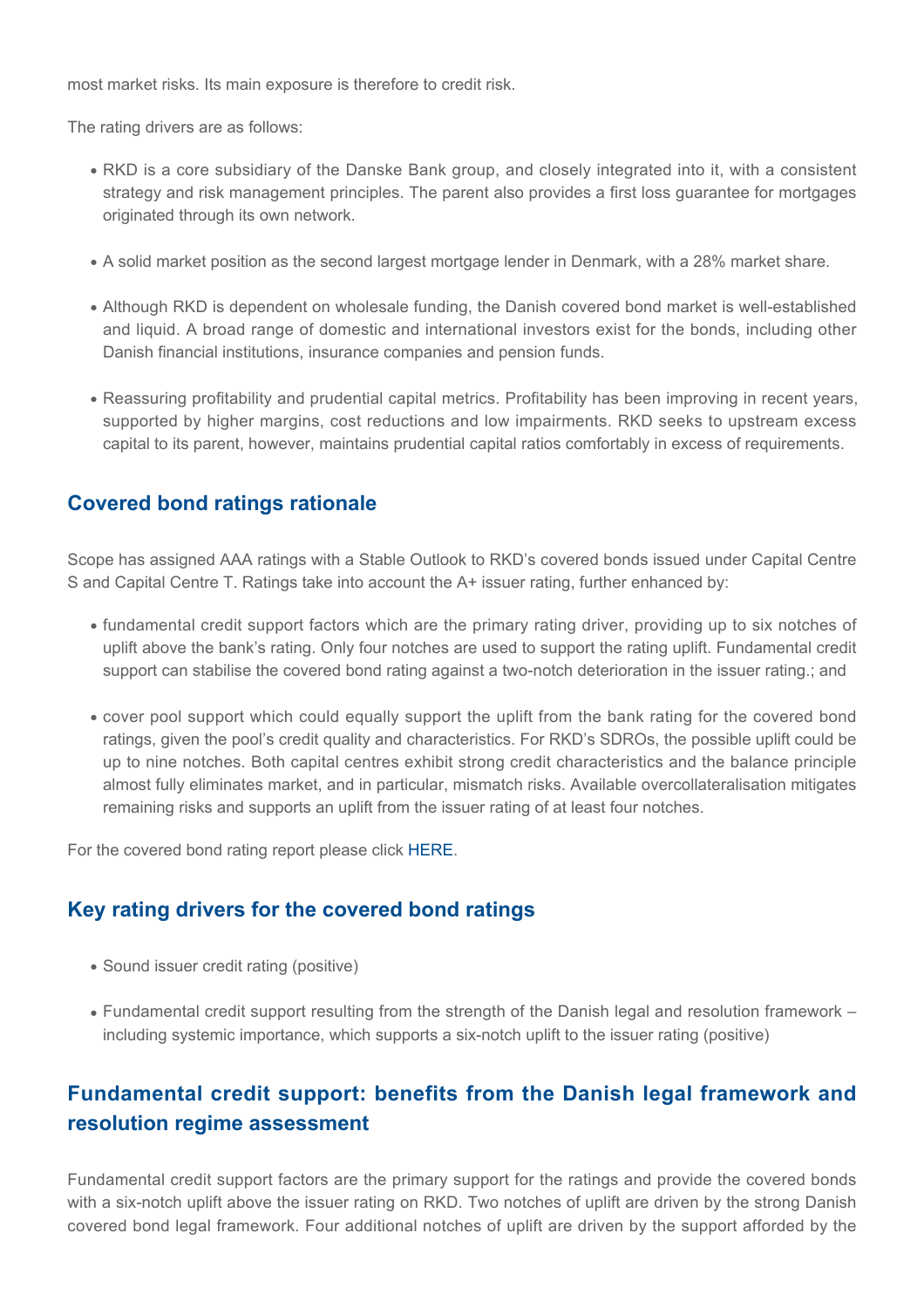most market risks. Its main exposure is therefore to credit risk.

The rating drivers are as follows:

- RKD is a core subsidiary of the Danske Bank group, and closely integrated into it, with a consistent strategy and risk management principles. The parent also provides a first loss guarantee for mortgages originated through its own network.
- A solid market position as the second largest mortgage lender in Denmark, with a 28% market share.
- Although RKD is dependent on wholesale funding, the Danish covered bond market is well-established and liquid. A broad range of domestic and international investors exist for the bonds, including other Danish financial institutions, insurance companies and pension funds.
- Reassuring profitability and prudential capital metrics. Profitability has been improving in recent years, supported by higher margins, cost reductions and low impairments. RKD seeks to upstream excess capital to its parent, however, maintains prudential capital ratios comfortably in excess of requirements.

## Covered bond ratings rationale

Scope has assigned AAA ratings with a Stable Outlook to RKD's covered bonds issued under Capital Centre S and Capital Centre T. Ratings take into account the A+ issuer rating, further enhanced by:

- fundamental credit support factors which are the primary rating driver, providing up to six notches of uplift above the bank's rating. Only four notches are used to support the rating uplift. Fundamental credit support can stabilise the covered bond rating against a two-notch deterioration in the issuer rating.; and
- cover pool support which could equally support the uplift from the bank rating for the covered bond ratings, given the pool's credit quality and characteristics. For RKD's SDROs, the possible uplift could be up to nine notches. Both capital centres exhibit strong credit characteristics and the balance principle almost fully eliminates market, and in particular, mismatch risks. Available overcollateralisation mitigates remaining risks and supports an uplift from the issuer rating of at least four notches.

For the covered bond rating report please click HERE.

## Key rating drivers for the covered bond ratings

- Sound issuer credit rating (positive)
- Fundamental credit support resulting from the strength of the Danish legal and resolution framework – including systemic importance, which supports a six-notch uplift to the issuer rating (positive)

## Fundamental credit support: benefits from the Danish legal framework and resolution regime assessment

Fundamental credit support factors are the primary support for the ratings and provide the covered bonds with a six-notch uplift above the issuer rating on RKD. Two notches of uplift are driven by the strong Danish covered bond legal framework. Four additional notches of uplift are driven by the support afforded by the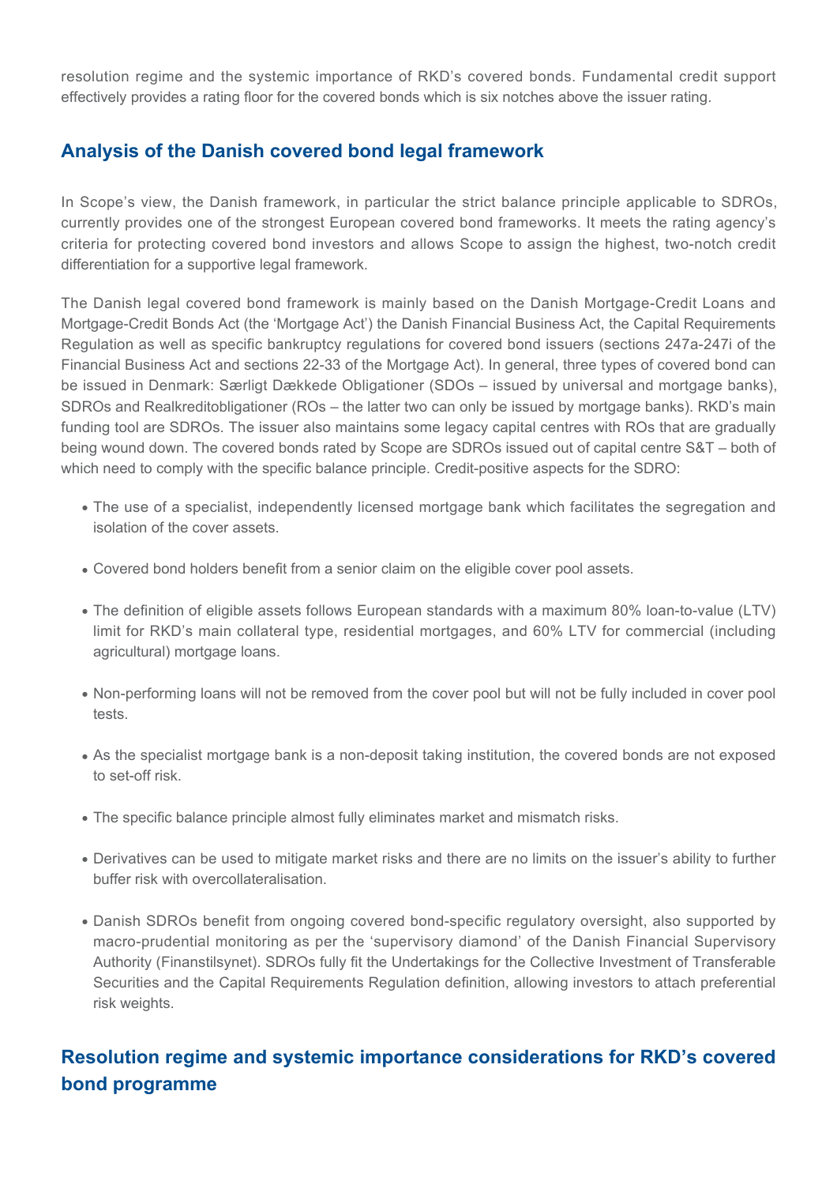resolution regime and the systemic importance of RKD's covered bonds. Fundamental credit support effectively provides a rating floor for the covered bonds which is six notches above the issuer rating.

## Analysis of the Danish covered bond legal framework

In Scope's view, the Danish framework, in particular the strict balance principle applicable to SDROs, currently provides one of the strongest European covered bond frameworks. It meets the rating agency's criteria for protecting covered bond investors and allows Scope to assign the highest, two-notch credit differentiation for a supportive legal framework.

The Danish legal covered bond framework is mainly based on the Danish Mortgage-Credit Loans and Mortgage-Credit Bonds Act (the 'Mortgage Act') the Danish Financial Business Act, the Capital Requirements Regulation as well as specific bankruptcy regulations for covered bond issuers (sections 247a-247i of the Financial Business Act and sections 22-33 of the Mortgage Act). In general, three types of covered bond can be issued in Denmark: Særligt Dækkede Obligationer (SDOs – issued by universal and mortgage banks), SDROs and Realkreditobligationer (ROs – the latter two can only be issued by mortgage banks). RKD's main funding tool are SDROs. The issuer also maintains some legacy capital centres with ROs that are gradually being wound down. The covered bonds rated by Scope are SDROs issued out of capital centre S&T – both of which need to comply with the specific balance principle. Credit-positive aspects for the SDRO:

- The use of a specialist, independently licensed mortgage bank which facilitates the segregation and isolation of the cover assets.
- Covered bond holders benefit from a senior claim on the eligible cover pool assets.
- The definition of eligible assets follows European standards with a maximum 80% loan-to-value (LTV) limit for RKD's main collateral type, residential mortgages, and 60% LTV for commercial (including agricultural) mortgage loans.
- Non-performing loans will not be removed from the cover pool but will not be fully included in cover pool tests.
- As the specialist mortgage bank is a non-deposit taking institution, the covered bonds are not exposed to set-off risk.
- The specific balance principle almost fully eliminates market and mismatch risks.
- Derivatives can be used to mitigate market risks and there are no limits on the issuer's ability to further buffer risk with overcollateralisation.
- Danish SDROs benefit from ongoing covered bond-specific regulatory oversight, also supported by macro-prudential monitoring as per the 'supervisory diamond' of the Danish Financial Supervisory Authority (Finanstilsynet). SDROs fully fit the Undertakings for the Collective Investment of Transferable Securities and the Capital Requirements Regulation definition, allowing investors to attach preferential risk weights.

## Resolution regime and systemic importance considerations for RKD's covered bond programme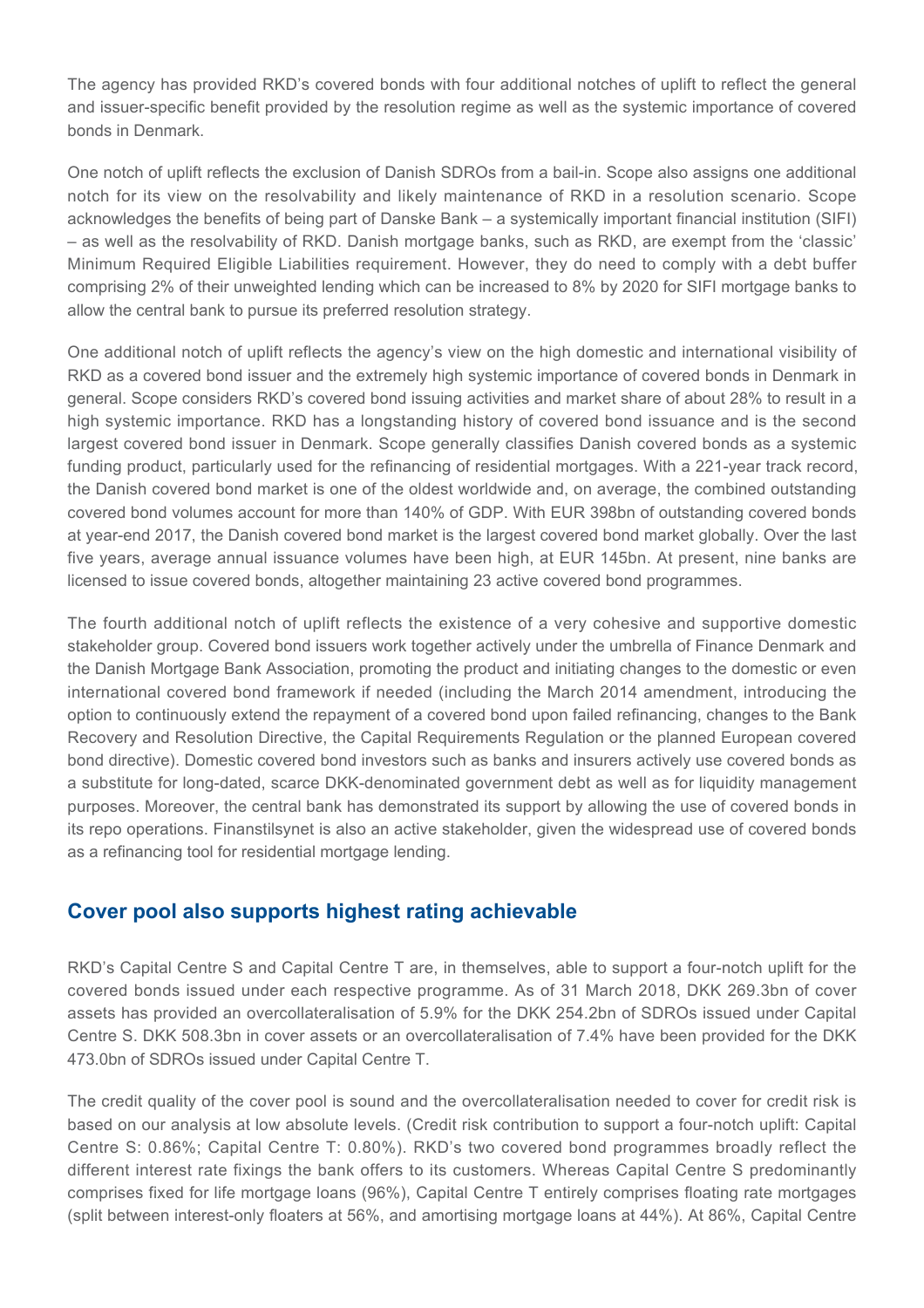The agency has provided RKD's covered bonds with four additional notches of uplift to reflect the general and issuer-specific benefit provided by the resolution regime as well as the systemic importance of covered bonds in Denmark.

One notch of uplift reflects the exclusion of Danish SDROs from a bail-in. Scope also assigns one additional notch for its view on the resolvability and likely maintenance of RKD in a resolution scenario. Scope acknowledges the benefits of being part of Danske Bank – a systemically important financial institution (SIFI) – as well as the resolvability of RKD. Danish mortgage banks, such as RKD, are exempt from the 'classic' Minimum Required Eligible Liabilities requirement. However, they do need to comply with a debt buffer comprising 2% of their unweighted lending which can be increased to 8% by 2020 for SIFI mortgage banks to allow the central bank to pursue its preferred resolution strategy.

One additional notch of uplift reflects the agency's view on the high domestic and international visibility of RKD as a covered bond issuer and the extremely high systemic importance of covered bonds in Denmark in general. Scope considers RKD's covered bond issuing activities and market share of about 28% to result in a high systemic importance. RKD has a longstanding history of covered bond issuance and is the second largest covered bond issuer in Denmark. Scope generally classifies Danish covered bonds as a systemic funding product, particularly used for the refinancing of residential mortgages. With a 221-year track record, the Danish covered bond market is one of the oldest worldwide and, on average, the combined outstanding covered bond volumes account for more than 140% of GDP. With EUR 398bn of outstanding covered bonds at year-end 2017, the Danish covered bond market is the largest covered bond market globally. Over the last five years, average annual issuance volumes have been high, at EUR 145bn. At present, nine banks are licensed to issue covered bonds, altogether maintaining 23 active covered bond programmes.

The fourth additional notch of uplift reflects the existence of a very cohesive and supportive domestic stakeholder group. Covered bond issuers work together actively under the umbrella of Finance Denmark and the Danish Mortgage Bank Association, promoting the product and initiating changes to the domestic or even international covered bond framework if needed (including the March 2014 amendment, introducing the option to continuously extend the repayment of a covered bond upon failed refinancing, changes to the Bank Recovery and Resolution Directive, the Capital Requirements Regulation or the planned European covered bond directive). Domestic covered bond investors such as banks and insurers actively use covered bonds as a substitute for long-dated, scarce DKK-denominated government debt as well as for liquidity management purposes. Moreover, the central bank has demonstrated its support by allowing the use of covered bonds in its repo operations. Finanstilsynet is also an active stakeholder, given the widespread use of covered bonds as a refinancing tool for residential mortgage lending.

## Cover pool also supports highest rating achievable

RKD's Capital Centre S and Capital Centre T are, in themselves, able to support a four-notch uplift for the covered bonds issued under each respective programme. As of 31 March 2018, DKK 269.3bn of cover assets has provided an overcollateralisation of 5.9% for the DKK 254.2bn of SDROs issued under Capital Centre S. DKK 508.3bn in cover assets or an overcollateralisation of 7.4% have been provided for the DKK 473.0bn of SDROs issued under Capital Centre T.

The credit quality of the cover pool is sound and the overcollateralisation needed to cover for credit risk is based on our analysis at low absolute levels. (Credit risk contribution to support a four-notch uplift: Capital Centre S: 0.86%; Capital Centre T: 0.80%). RKD's two covered bond programmes broadly reflect the different interest rate fixings the bank offers to its customers. Whereas Capital Centre S predominantly comprises fixed for life mortgage loans (96%), Capital Centre T entirely comprises floating rate mortgages (split between interest-only floaters at 56%, and amortising mortgage loans at 44%). At 86%, Capital Centre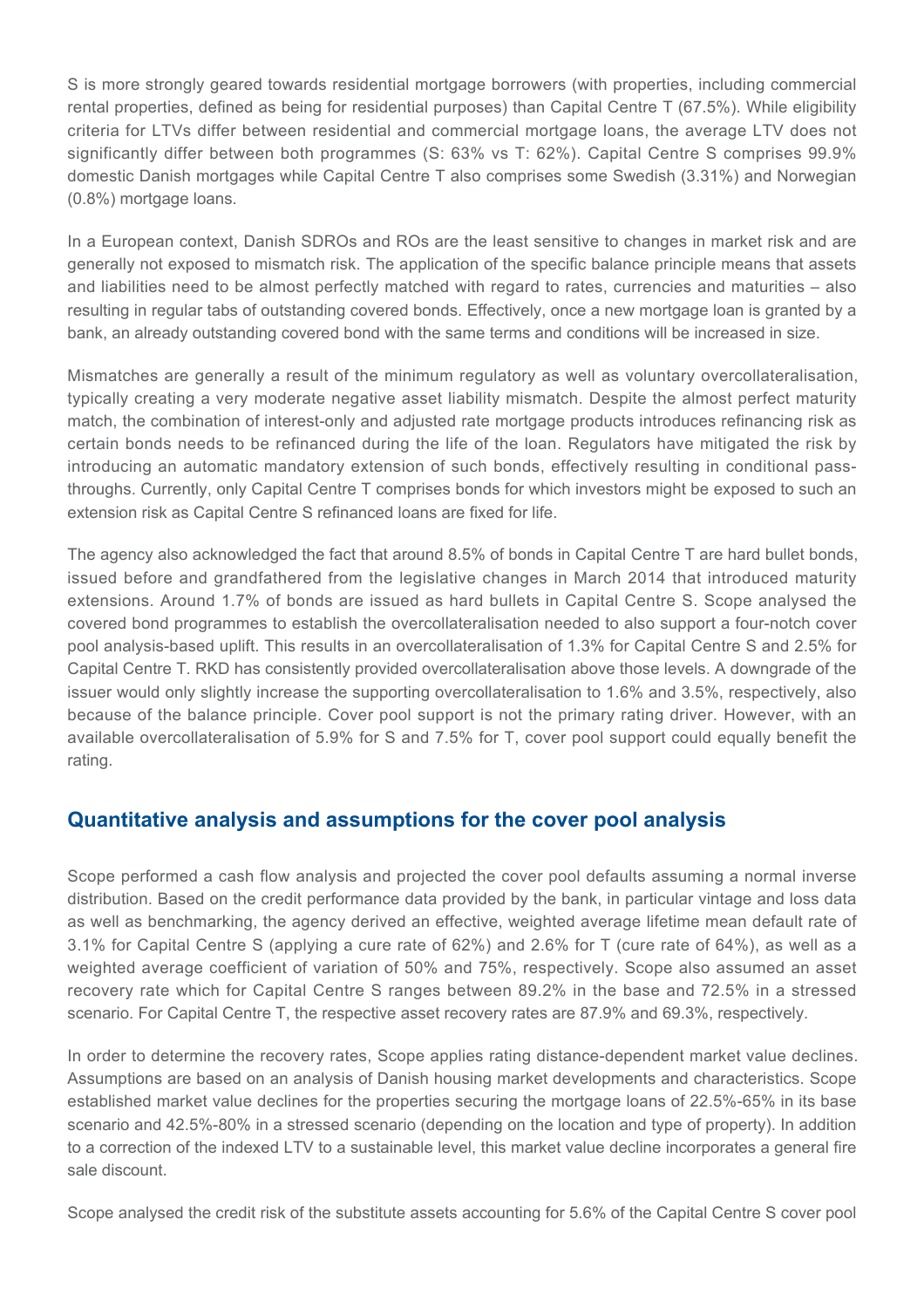S is more strongly geared towards residential mortgage borrowers (with properties, including commercial rental properties, defined as being for residential purposes) than Capital Centre T (67.5%). While eligibility criteria for LTVs differ between residential and commercial mortgage loans, the average LTV does not significantly differ between both programmes (S: 63% vs T: 62%). Capital Centre S comprises 99.9% domestic Danish mortgages while Capital Centre T also comprises some Swedish (3.31%) and Norwegian (0.8%) mortgage loans.

In a European context, Danish SDROs and ROs are the least sensitive to changes in market risk and are generally not exposed to mismatch risk. The application of the specific balance principle means that assets and liabilities need to be almost perfectly matched with regard to rates, currencies and maturities – also resulting in regular tabs of outstanding covered bonds. Effectively, once a new mortgage loan is granted by a bank, an already outstanding covered bond with the same terms and conditions will be increased in size.

Mismatches are generally a result of the minimum regulatory as well as voluntary overcollateralisation, typically creating a very moderate negative asset liability mismatch. Despite the almost perfect maturity match, the combination of interest-only and adjusted rate mortgage products introduces refinancing risk as certain bonds needs to be refinanced during the life of the loan. Regulators have mitigated the risk by introducing an automatic mandatory extension of such bonds, effectively resulting in conditional pass-throughs. Currently, only Capital Centre T comprises bonds for which investors might be exposed to such an extension risk as Capital Centre S refinanced loans are fixed for life.

The agency also acknowledged the fact that around 8.5% of bonds in Capital Centre T are hard bullet bonds, issued before and grandfathered from the legislative changes in March 2014 that introduced maturity extensions. Around 1.7% of bonds are issued as hard bullets in Capital Centre S. Scope analysed the covered bond programmes to establish the overcollateralisation needed to also support a four-notch cover pool analysis-based uplift. This results in an overcollateralisation of 1.3% for Capital Centre S and 2.5% for Capital Centre T. RKD has consistently provided overcollateralisation above those levels. A downgrade of the issuer would only slightly increase the supporting overcollateralisation to 1.6% and 3.5%, respectively, also because of the balance principle. Cover pool support is not the primary rating driver. However, with an available overcollateralisation of 5.9% for S and 7.5% for T, cover pool support could equally benefit the rating.

## Quantitative analysis and assumptions for the cover pool analysis

Scope performed a cash flow analysis and projected the cover pool defaults assuming a normal inverse distribution. Based on the credit performance data provided by the bank, in particular vintage and loss data as well as benchmarking, the agency derived an effective, weighted average lifetime mean default rate of 3.1% for Capital Centre S (applying a cure rate of 62%) and 2.6% for T (cure rate of 64%), as well as a weighted average coefficient of variation of 50% and 75%, respectively. Scope also assumed an asset recovery rate which for Capital Centre S ranges between 89.2% in the base and 72.5% in a stressed scenario. For Capital Centre T, the respective asset recovery rates are 87.9% and 69.3%, respectively.

In order to determine the recovery rates, Scope applies rating distance-dependent market value declines. Assumptions are based on an analysis of Danish housing market developments and characteristics. Scope established market value declines for the properties securing the mortgage loans of 22.5%-65% in its base scenario and 42.5%-80% in a stressed scenario (depending on the location and type of property). In addition to a correction of the indexed LTV to a sustainable level, this market value decline incorporates a general fire sale discount.

Scope analysed the credit risk of the substitute assets accounting for 5.6% of the Capital Centre S cover pool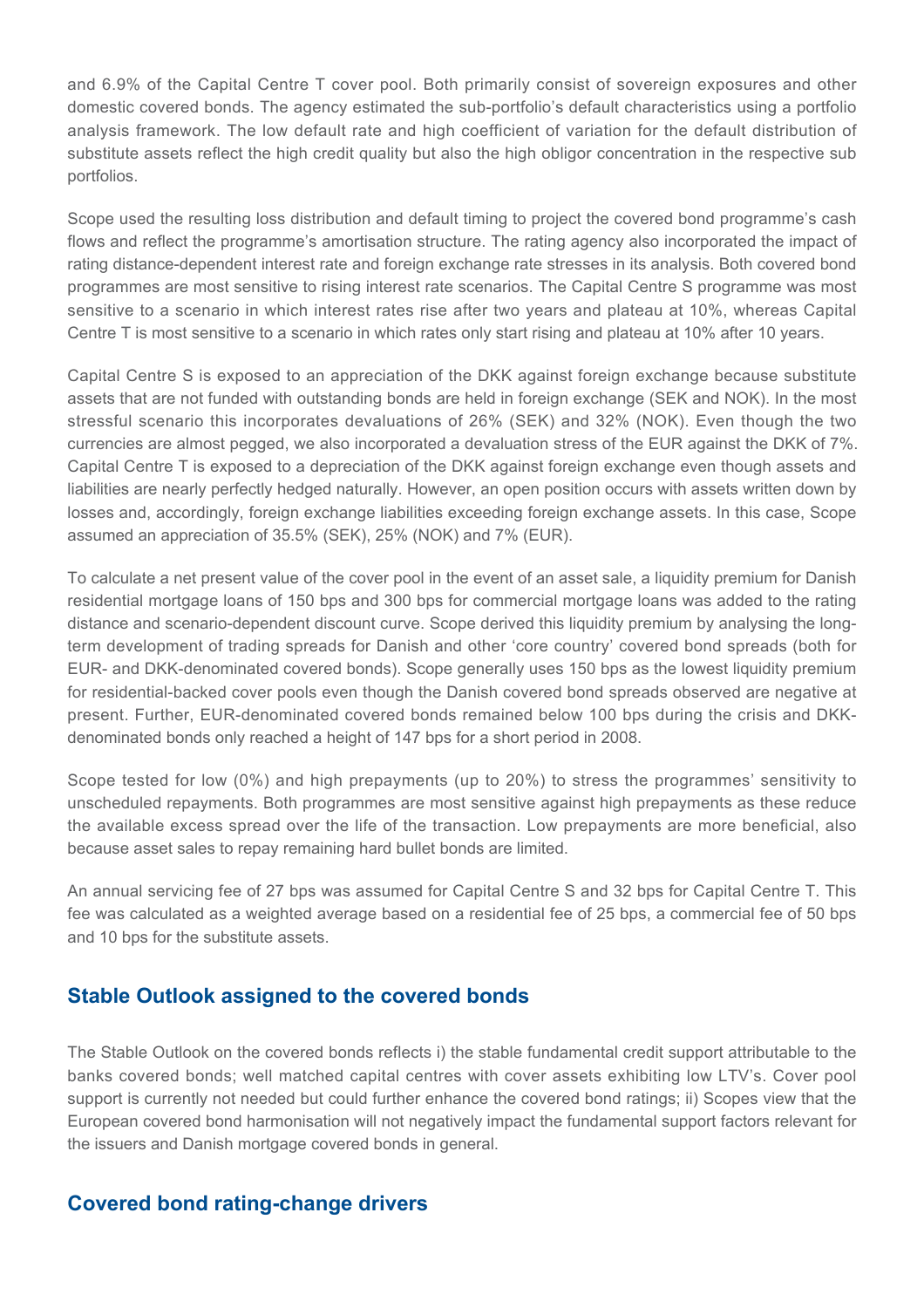and 6.9% of the Capital Centre T cover pool. Both primarily consist of sovereign exposures and other domestic covered bonds. The agency estimated the sub-portfolio's default characteristics using a portfolio analysis framework. The low default rate and high coefficient of variation for the default distribution of substitute assets reflect the high credit quality but also the high obligor concentration in the respective sub portfolios.

Scope used the resulting loss distribution and default timing to project the covered bond programme's cash flows and reflect the programme's amortisation structure. The rating agency also incorporated the impact of rating distance-dependent interest rate and foreign exchange rate stresses in its analysis. Both covered bond programmes are most sensitive to rising interest rate scenarios. The Capital Centre S programme was most sensitive to a scenario in which interest rates rise after two years and plateau at 10%, whereas Capital Centre T is most sensitive to a scenario in which rates only start rising and plateau at 10% after 10 years.

Capital Centre S is exposed to an appreciation of the DKK against foreign exchange because substitute assets that are not funded with outstanding bonds are held in foreign exchange (SEK and NOK). In the most stressful scenario this incorporates devaluations of 26% (SEK) and 32% (NOK). Even though the two currencies are almost pegged, we also incorporated a devaluation stress of the EUR against the DKK of 7%. Capital Centre T is exposed to a depreciation of the DKK against foreign exchange even though assets and liabilities are nearly perfectly hedged naturally. However, an open position occurs with assets written down by losses and, accordingly, foreign exchange liabilities exceeding foreign exchange assets. In this case, Scope assumed an appreciation of 35.5% (SEK), 25% (NOK) and 7% (EUR).

To calculate a net present value of the cover pool in the event of an asset sale, a liquidity premium for Danish residential mortgage loans of 150 bps and 300 bps for commercial mortgage loans was added to the rating distance and scenario-dependent discount curve. Scope derived this liquidity premium by analysing the long-term development of trading spreads for Danish and other 'core country' covered bond spreads (both for EUR- and DKK-denominated covered bonds). Scope generally uses 150 bps as the lowest liquidity premium for residential-backed cover pools even though the Danish covered bond spreads observed are negative at present. Further, EUR-denominated covered bonds remained below 100 bps during the crisis and DKK-denominated bonds only reached a height of 147 bps for a short period in 2008.

Scope tested for low (0%) and high prepayments (up to 20%) to stress the programmes' sensitivity to unscheduled repayments. Both programmes are most sensitive against high prepayments as these reduce the available excess spread over the life of the transaction. Low prepayments are more beneficial, also because asset sales to repay remaining hard bullet bonds are limited.

An annual servicing fee of 27 bps was assumed for Capital Centre S and 32 bps for Capital Centre T. This fee was calculated as a weighted average based on a residential fee of 25 bps, a commercial fee of 50 bps and 10 bps for the substitute assets.

## Stable Outlook assigned to the covered bonds

The Stable Outlook on the covered bonds reflects i) the stable fundamental credit support attributable to the banks covered bonds; well matched capital centres with cover assets exhibiting low LTV's. Cover pool support is currently not needed but could further enhance the covered bond ratings; ii) Scopes view that the European covered bond harmonisation will not negatively impact the fundamental support factors relevant for the issuers and Danish mortgage covered bonds in general.

## Covered bond rating-change drivers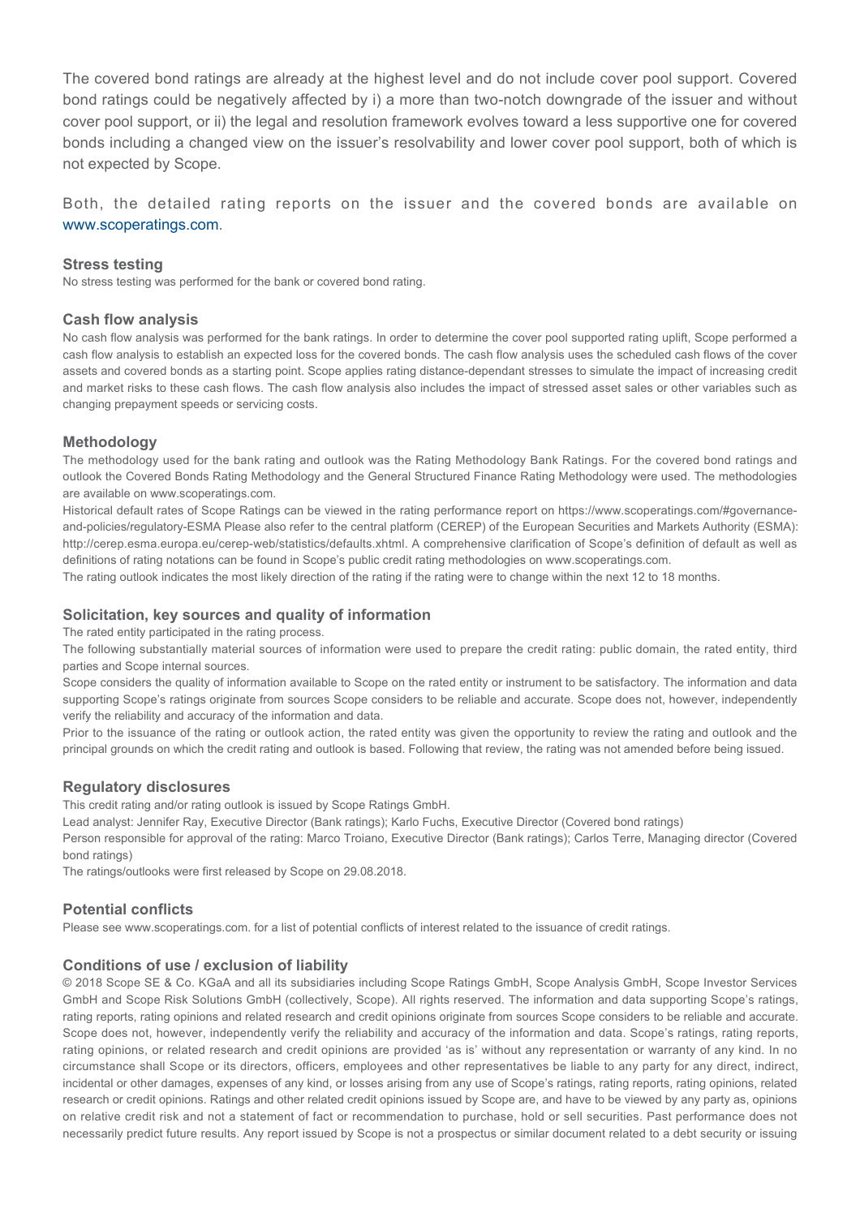The covered bond ratings are already at the highest level and do not include cover pool support. Covered bond ratings could be negatively affected by i) a more than two-notch downgrade of the issuer and without cover pool support, or ii) the legal and resolution framework evolves toward a less supportive one for covered bonds including a changed view on the issuer's resolvability and lower cover pool support, both of which is not expected by Scope.

Both, the detailed rating reports on the issuer and the covered bonds are available on www.scoperatings.com.

### Stress testing

No stress testing was performed for the bank or covered bond rating.

### Cash flow analysis

No cash flow analysis was performed for the bank ratings. In order to determine the cover pool supported rating uplift, Scope performed a cash flow analysis to establish an expected loss for the covered bonds. The cash flow analysis uses the scheduled cash flows of the cover assets and covered bonds as a starting point. Scope applies rating distance-dependant stresses to simulate the impact of increasing credit and market risks to these cash flows. The cash flow analysis also includes the impact of stressed asset sales or other variables such as changing prepayment speeds or servicing costs.

### Methodology

The methodology used for the bank rating and outlook was the Rating Methodology Bank Ratings. For the covered bond ratings and outlook the Covered Bonds Rating Methodology and the General Structured Finance Rating Methodology were used. The methodologies are available on www.scoperatings.com.

Historical default rates of Scope Ratings can be viewed in the rating performance report on https://www.scoperatings.com/#governance-and-policies/regulatory-ESMA Please also refer to the central platform (CEREP) of the European Securities and Markets Authority (ESMA): http://cerep.esma.europa.eu/cerep-web/statistics/defaults.xhtml. A comprehensive clarification of Scope's definition of default as well as definitions of rating notations can be found in Scope's public credit rating methodologies on www.scoperatings.com.

The rating outlook indicates the most likely direction of the rating if the rating were to change within the next 12 to 18 months.

### Solicitation, key sources and quality of information

The rated entity participated in the rating process.

The following substantially material sources of information were used to prepare the credit rating: public domain, the rated entity, third parties and Scope internal sources.

Scope considers the quality of information available to Scope on the rated entity or instrument to be satisfactory. The information and data supporting Scope's ratings originate from sources Scope considers to be reliable and accurate. Scope does not, however, independently verify the reliability and accuracy of the information and data.

Prior to the issuance of the rating or outlook action, the rated entity was given the opportunity to review the rating and outlook and the principal grounds on which the credit rating and outlook is based. Following that review, the rating was not amended before being issued.

### Regulatory disclosures

This credit rating and/or rating outlook is issued by Scope Ratings GmbH.

Lead analyst: Jennifer Ray, Executive Director (Bank ratings); Karlo Fuchs, Executive Director (Covered bond ratings)

Person responsible for approval of the rating: Marco Troiano, Executive Director (Bank ratings); Carlos Terre, Managing director (Covered bond ratings)

The ratings/outlooks were first released by Scope on 29.08.2018.

### Potential conflicts

Please see www.scoperatings.com. for a list of potential conflicts of interest related to the issuance of credit ratings.

### Conditions of use / exclusion of liability

© 2018 Scope SE & Co. KGaA and all its subsidiaries including Scope Ratings GmbH, Scope Analysis GmbH, Scope Investor Services GmbH and Scope Risk Solutions GmbH (collectively, Scope). All rights reserved. The information and data supporting Scope's ratings, rating reports, rating opinions and related research and credit opinions originate from sources Scope considers to be reliable and accurate. Scope does not, however, independently verify the reliability and accuracy of the information and data. Scope's ratings, rating reports, rating opinions, or related research and credit opinions are provided 'as is' without any representation or warranty of any kind. In no circumstance shall Scope or its directors, officers, employees and other representatives be liable to any party for any direct, indirect, incidental or other damages, expenses of any kind, or losses arising from any use of Scope's ratings, rating reports, rating opinions, related research or credit opinions. Ratings and other related credit opinions issued by Scope are, and have to be viewed by any party as, opinions on relative credit risk and not a statement of fact or recommendation to purchase, hold or sell securities. Past performance does not necessarily predict future results. Any report issued by Scope is not a prospectus or similar document related to a debt security or issuing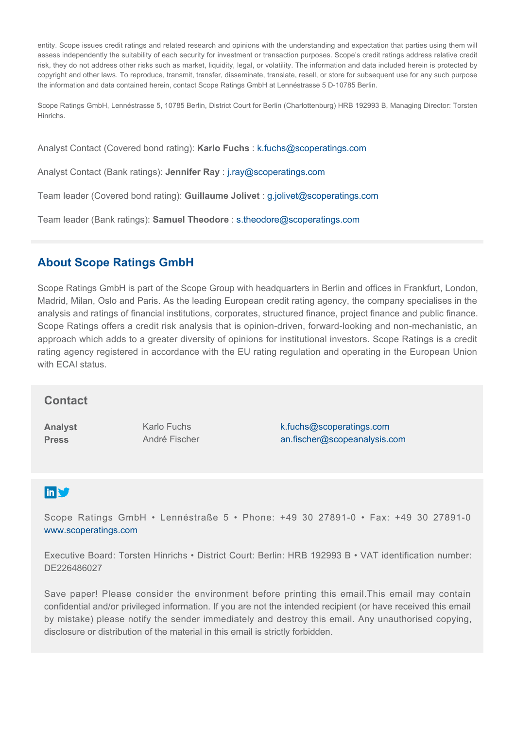entity. Scope issues credit ratings and related research and opinions with the understanding and expectation that parties using them will assess independently the suitability of each security for investment or transaction purposes. Scope's credit ratings address relative credit risk, they do not address other risks such as market, liquidity, legal, or volatility. The information and data included herein is protected by copyright and other laws. To reproduce, transmit, transfer, disseminate, translate, resell, or store for subsequent use for any such purpose the information and data contained herein, contact Scope Ratings GmbH at Lennéstrasse 5 D-10785 Berlin.

Scope Ratings GmbH, Lennéstrasse 5, 10785 Berlin, District Court for Berlin (Charlottenburg) HRB 192993 B, Managing Director: Torsten Hinrichs.

Analyst Contact (Covered bond rating): **Karlo Fuchs** : k.fuchs@scoperatings.com

Analyst Contact (Bank ratings): **Jennifer Ray** : j.ray@scoperatings.com

Team leader (Covered bond rating): **Guillaume Jolivet** : g.jolivet@scoperatings.com

Team leader (Bank ratings): **Samuel Theodore** : s.theodore@scoperatings.com

## About Scope Ratings GmbH

Scope Ratings GmbH is part of the Scope Group with headquarters in Berlin and offices in Frankfurt, London, Madrid, Milan, Oslo and Paris. As the leading European credit rating agency, the company specialises in the analysis and ratings of financial institutions, corporates, structured finance, project finance and public finance. Scope Ratings offers a credit risk analysis that is opinion-driven, forward-looking and non-mechanistic, an approach which adds to a greater diversity of opinions for institutional investors. Scope Ratings is a credit rating agency registered in accordance with the EU rating regulation and operating in the European Union with ECAI status.

## Contact

| | | |
|---|---|---|
| **Analyst** | Karlo Fuchs | k.fuchs@scoperatings.com |
| **Press** | André Fischer | an.fischer@scopeanalysis.com |

Scope Ratings GmbH • Lennéstraße 5 • Phone: +49 30 27891-0 • Fax: +49 30 27891-0
www.scoperatings.com

Executive Board: Torsten Hinrichs • District Court: Berlin: HRB 192993 B • VAT identification number: DE226486027

Save paper! Please consider the environment before printing this email.This email may contain confidential and/or privileged information. If you are not the intended recipient (or have received this email by mistake) please notify the sender immediately and destroy this email. Any unauthorised copying, disclosure or distribution of the material in this email is strictly forbidden.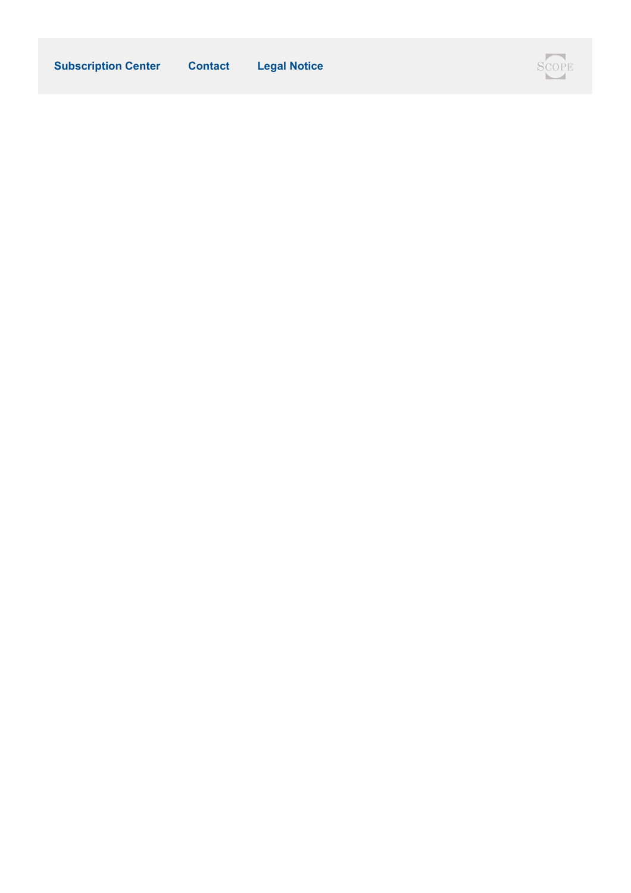**Subscription Center** **Contact** **Legal Notice**

SCOPE